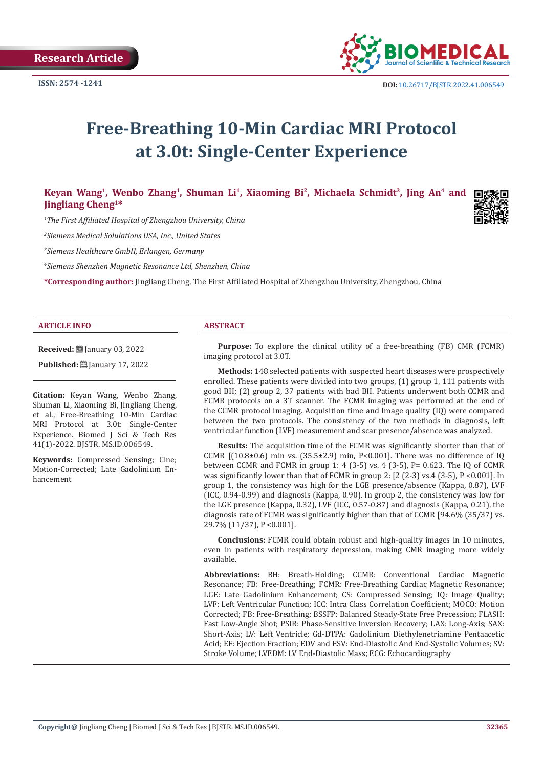Research Article

ISSN: 2574 -1241

DOI: 10.26717/BJSTR.2022.41.006549

# Free-Breathing 10-Min Cardiac MRI Protocol at 3.0t: Single-Center Experience

**Keyan Wang[1], Wenbo Zhang[1], Shuman Li[1], Xiaoming Bi[2], Michaela Schmidt[3], Jing An[4] and Jingliang Cheng[1]***

*[1]The First Affiliated Hospital of Zhengzhou University, China*

*[2]Siemens Medical Solulations USA, Inc., United States*

*[3]Siemens Healthcare GmbH, Erlangen, Germany*

*[4]Siemens Shenzhen Magnetic Resonance Ltd, Shenzhen, China*

**\*Corresponding author:** Jingliang Cheng, The First Affiliated Hospital of Zhengzhou University, Zhengzhou, China

## ARTICLE INFO

**Received:** January 03, 2022

**Published:** January 17, 2022

**Citation:** Keyan Wang, Wenbo Zhang, Shuman Li, Xiaoming Bi, Jingliang Cheng, et al., Free-Breathing 10-Min Cardiac MRI Protocol at 3.0t: Single-Center Experience. Biomed J Sci & Tech Res 41(1)-2022. BJSTR. MS.ID.006549.

**Keywords:** Compressed Sensing; Cine; Motion-Corrected; Late Gadolinium Enhancement

## ABSTRACT

**Purpose:** To explore the clinical utility of a free-breathing (FB) CMR (FCMR) imaging protocol at 3.0T.

**Methods:** 148 selected patients with suspected heart diseases were prospectively enrolled. These patients were divided into two groups, (1) group 1, 111 patients with good BH; (2) group 2, 37 patients with bad BH. Patients underwent both CCMR and FCMR protocols on a 3T scanner. The FCMR imaging was performed at the end of the CCMR protocol imaging. Acquisition time and Image quality (IQ) were compared between the two protocols. The consistency of the two methods in diagnosis, left ventricular function (LVF) measurement and scar presence/absence was analyzed.

**Results:** The acquisition time of the FCMR was significantly shorter than that of CCMR [(10.8±0.6) min vs. (35.5±2.9) min, P<0.001]. There was no difference of IQ between CCMR and FCMR in group 1: 4 (3-5) vs. 4 (3-5), P= 0.623. The IQ of CCMR was significantly lower than that of FCMR in group 2: [2 (2-3) vs.4 (3-5), P <0.001]. In group 1, the consistency was high for the LGE presence/absence (Kappa, 0.87), LVF (ICC, 0.94-0.99) and diagnosis (Kappa, 0.90). In group 2, the consistency was low for the LGE presence (Kappa, 0.32), LVF (ICC, 0.57-0.87) and diagnosis (Kappa, 0.21), the diagnosis rate of FCMR was significantly higher than that of CCMR [94.6% (35/37) vs. 29.7% (11/37), P <0.001].

**Conclusions:** FCMR could obtain robust and high-quality images in 10 minutes, even in patients with respiratory depression, making CMR imaging more widely available.

**Abbreviations:** BH: Breath-Holding; CCMR: Conventional Cardiac Magnetic Resonance; FB: Free-Breathing; FCMR: Free-Breathing Cardiac Magnetic Resonance; LGE: Late Gadolinium Enhancement; CS: Compressed Sensing; IQ: Image Quality; LVF: Left Ventricular Function; ICC: Intra Class Correlation Coefficient; MOCO: Motion Corrected; FB: Free-Breathing; BSSFP: Balanced Steady-State Free Precession; FLASH: Fast Low-Angle Shot; PSIR: Phase-Sensitive Inversion Recovery; LAX: Long-Axis; SAX: Short-Axis; LV: Left Ventricle; Gd-DTPA: Gadolinium Diethylenetriamine Pentaacetic Acid; EF: Ejection Fraction; EDV and ESV: End-Diastolic And End-Systolic Volumes; SV: Stroke Volume; LVEDM: LV End-Diastolic Mass; ECG: Echocardiography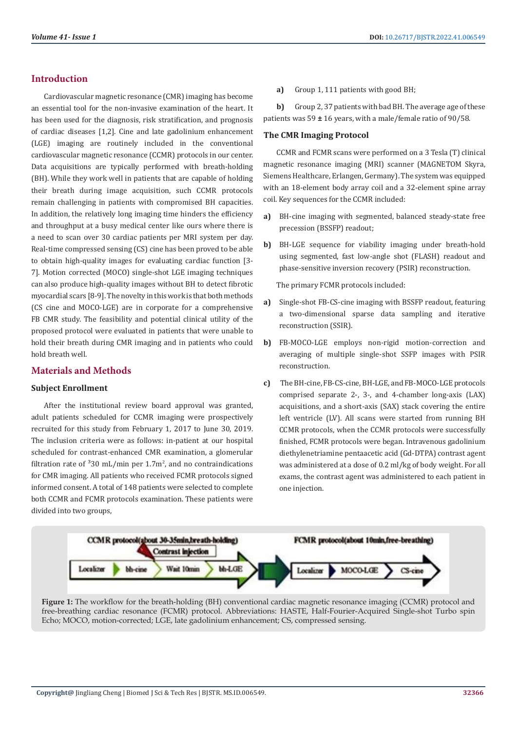## Introduction

Cardiovascular magnetic resonance (CMR) imaging has become an essential tool for the non-invasive examination of the heart. It has been used for the diagnosis, risk stratification, and prognosis of cardiac diseases [1,2]. Cine and late gadolinium enhancement (LGE) imaging are routinely included in the conventional cardiovascular magnetic resonance (CCMR) protocols in our center. Data acquisitions are typically performed with breath-holding (BH). While they work well in patients that are capable of holding their breath during image acquisition, such CCMR protocols remain challenging in patients with compromised BH capacities. In addition, the relatively long imaging time hinders the efficiency and throughput at a busy medical center like ours where there is a need to scan over 30 cardiac patients per MRI system per day. Real-time compressed sensing (CS) cine has been proved to be able to obtain high-quality images for evaluating cardiac function [3-7]. Motion corrected (MOCO) single-shot LGE imaging techniques can also produce high-quality images without BH to detect fibrotic myocardial scars [8-9]. The novelty in this work is that both methods (CS cine and MOCO-LGE) are in corporate for a comprehensive FB CMR study. The feasibility and potential clinical utility of the proposed protocol were evaluated in patients that were unable to hold their breath during CMR imaging and in patients who could hold breath well.

## Materials and Methods

### Subject Enrollment

After the institutional review board approval was granted, adult patients scheduled for CCMR imaging were prospectively recruited for this study from February 1, 2017 to June 30, 2019. The inclusion criteria were as follows: in-patient at our hospital scheduled for contrast-enhanced CMR examination, a glomerular filtration rate of $^{3}$30 mL/min per 1.7m$^{2}$, and no contraindications for CMR imaging. All patients who received FCMR protocols signed informed consent. A total of 148 patients were selected to complete both CCMR and FCMR protocols examination. These patients were divided into two groups,

a) Group 1, 111 patients with good BH;

b) Group 2, 37 patients with bad BH. The average age of these patients was 59 ± 16 years, with a male/female ratio of 90/58.

### The CMR Imaging Protocol

CCMR and FCMR scans were performed on a 3 Tesla (T) clinical magnetic resonance imaging (MRI) scanner (MAGNETOM Skyra, Siemens Healthcare, Erlangen, Germany). The system was equipped with an 18-element body array coil and a 32-element spine array coil. Key sequences for the CCMR included:

a) BH-cine imaging with segmented, balanced steady-state free precession (BSSFP) readout;

b) BH-LGE sequence for viability imaging under breath-hold using segmented, fast low-angle shot (FLASH) readout and phase-sensitive inversion recovery (PSIR) reconstruction.

The primary FCMR protocols included:

a) Single-shot FB-CS-cine imaging with BSSFP readout, featuring a two-dimensional sparse data sampling and iterative reconstruction (SSIR).

b) FB-MOCO-LGE employs non-rigid motion-correction and averaging of multiple single-shot SSFP images with PSIR reconstruction.

c) The BH-cine, FB-CS-cine, BH-LGE, and FB-MOCO-LGE protocols comprised separate 2-, 3-, and 4-chamber long-axis (LAX) acquisitions, and a short-axis (SAX) stack covering the entire left ventricle (LV). All scans were started from running BH CCMR protocols, when the CCMR protocols were successfully finished, FCMR protocols were began. Intravenous gadolinium diethylenetriamine pentaacetic acid (Gd-DTPA) contrast agent was administered at a dose of 0.2 ml/kg of body weight. For all exams, the contrast agent was administered to each patient in one injection.

CCMR protocol(about 30-35min,breath-holding) — Contrast injection — Localizer → bh-cine → Wait 10min → bh-LGE → FCMR protocol(about 10min,free-breathing) — Localizer → MOCO-LGE → CS-cine

**Figure 1:** The workflow for the breath-holding (BH) conventional cardiac magnetic resonance imaging (CCMR) protocol and free-breathing cardiac resonance (FCMR) protocol. Abbreviations: HASTE, Half-Fourier-Acquired Single-shot Turbo spin Echo; MOCO, motion-corrected; LGE, late gadolinium enhancement; CS, compressed sensing.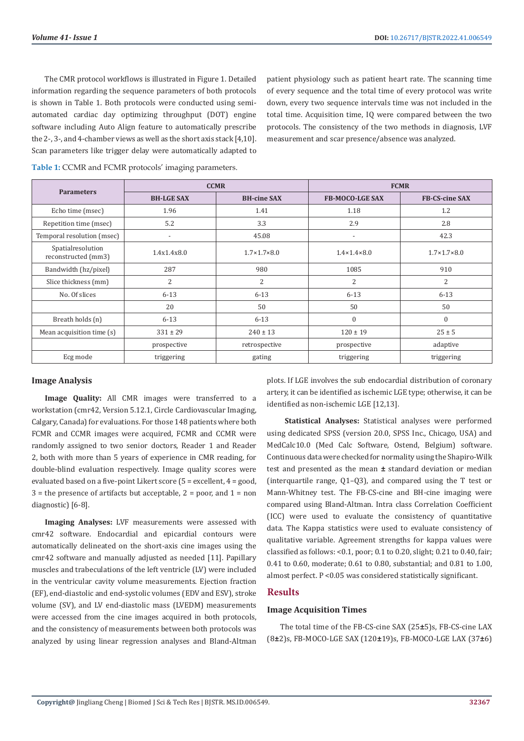The CMR protocol workflows is illustrated in Figure 1. Detailed information regarding the sequence parameters of both protocols is shown in Table 1. Both protocols were conducted using semi-automated cardiac day optimizing throughput (DOT) engine software including Auto Align feature to automatically prescribe the 2-, 3-, and 4-chamber views as well as the short axis stack [4,10]. Scan parameters like trigger delay were automatically adapted to patient physiology such as patient heart rate. The scanning time of every sequence and the total time of every protocol was write down, every two sequence intervals time was not included in the total time. Acquisition time, IQ were compared between the two protocols. The consistency of the two methods in diagnosis, LVF measurement and scar presence/absence was analyzed.

**Table 1:** CCMR and FCMR protocols' imaging parameters.

| Parameters | CCMR | | FCMR | |
|---|---|---|---|---|
| | BH-LGE SAX | BH-cine SAX | FB-MOCO-LGE SAX | FB-CS-cine SAX |
| Echo time (msec) | 1.96 | 1.41 | 1.18 | 1.2 |
| Repetition time (msec) | 5.2 | 3.3 | 2.9 | 2.8 |
| Temporal resolution (msec) | - | 45.08 | - | 42.3 |
| Spatialresolution reconstructed (mm3) | 1.4x1.4x8.0 | 1.7×1.7×8.0 | 1.4×1.4×8.0 | 1.7×1.7×8.0 |
| Bandwidth (hz/pixel) | 287 | 980 | 1085 | 910 |
| Slice thickness (mm) | 2 | 2 | 2 | 2 |
| No. Of slices | 6-13 | 6-13 | 6-13 | 6-13 |
| | 20 | 50 | 50 | 50 |
| Breath holds (n) | 6-13 | 6-13 | 0 | 0 |
| Mean acquisition time (s) | 331 ± 29 | 240 ± 13 | 120 ± 19 | 25 ± 5 |
| | prospective | retrospective | prospective | adaptive |
| Ecg mode | triggering | gating | triggering | triggering |

### Image Analysis

**Image Quality:** All CMR images were transferred to a workstation (cmr42, Version 5.12.1, Circle Cardiovascular Imaging, Calgary, Canada) for evaluations. For those 148 patients where both FCMR and CCMR images were acquired, FCMR and CCMR were randomly assigned to two senior doctors, Reader 1 and Reader 2, both with more than 5 years of experience in CMR reading, for double-blind evaluation respectively. Image quality scores were evaluated based on a five-point Likert score (5 = excellent, 4 = good, 3 = the presence of artifacts but acceptable, 2 = poor, and 1 = non diagnostic) [6-8].

**Imaging Analyses:** LVF measurements were assessed with cmr42 software. Endocardial and epicardial contours were automatically delineated on the short-axis cine images using the cmr42 software and manually adjusted as needed [11]. Papillary muscles and trabeculations of the left ventricle (LV) were included in the ventricular cavity volume measurements. Ejection fraction (EF), end-diastolic and end-systolic volumes (EDV and ESV), stroke volume (SV), and LV end-diastolic mass (LVEDM) measurements were accessed from the cine images acquired in both protocols, and the consistency of measurements between both protocols was analyzed by using linear regression analyses and Bland-Altman plots. If LGE involves the sub endocardial distribution of coronary artery, it can be identified as ischemic LGE type; otherwise, it can be identified as non-ischemic LGE [12,13].

**Statistical Analyses:** Statistical analyses were performed using dedicated SPSS (version 20.0, SPSS Inc., Chicago, USA) and MedCalc10.0 (Med Calc Software, Ostend, Belgium) software. Continuous data were checked for normality using the Shapiro-Wilk test and presented as the mean ± standard deviation or median (interquartile range, Q1–Q3), and compared using the T test or Mann-Whitney test. The FB-CS-cine and BH-cine imaging were compared using Bland-Altman. Intra class Correlation Coefficient (ICC) were used to evaluate the consistency of quantitative data. The Kappa statistics were used to evaluate consistency of qualitative variable. Agreement strengths for kappa values were classified as follows: <0.1, poor; 0.1 to 0.20, slight; 0.21 to 0.40, fair; 0.41 to 0.60, moderate; 0.61 to 0.80, substantial; and 0.81 to 1.00, almost perfect. P <0.05 was considered statistically significant.

## Results

### Image Acquisition Times

The total time of the FB-CS-cine SAX (25±5)s, FB-CS-cine LAX (8±2)s, FB-MOCO-LGE SAX (120±19)s, FB-MOCO-LGE LAX (37±6)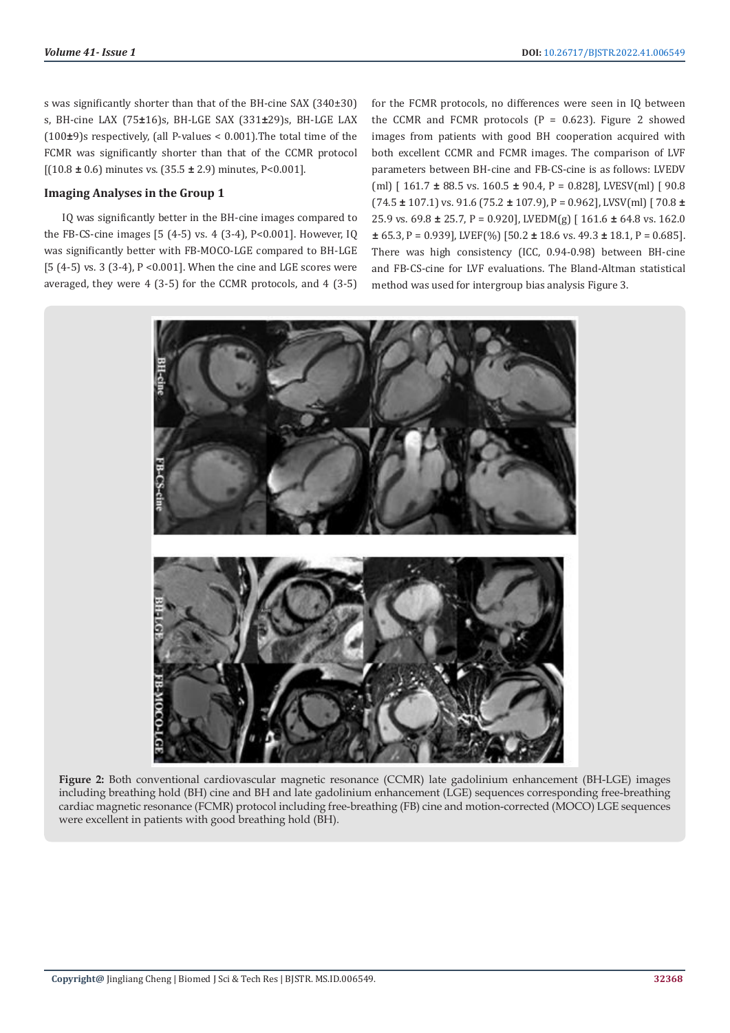s was significantly shorter than that of the BH-cine SAX (340±30) s, BH-cine LAX (75±16)s, BH-LGE SAX (331±29)s, BH-LGE LAX (100±9)s respectively, (all P-values < 0.001).The total time of the FCMR was significantly shorter than that of the CCMR protocol [(10.8 ± 0.6) minutes vs. (35.5 ± 2.9) minutes, P<0.001].

### Imaging Analyses in the Group 1

IQ was significantly better in the BH-cine images compared to the FB-CS-cine images [5 (4-5) vs. 4 (3-4), P<0.001]. However, IQ was significantly better with FB-MOCO-LGE compared to BH-LGE [5 (4-5) vs. 3 (3-4), P <0.001]. When the cine and LGE scores were averaged, they were 4 (3-5) for the CCMR protocols, and 4 (3-5) for the FCMR protocols, no differences were seen in IQ between the CCMR and FCMR protocols (P = 0.623). Figure 2 showed images from patients with good BH cooperation acquired with both excellent CCMR and FCMR images. The comparison of LVF parameters between BH-cine and FB-CS-cine is as follows: LVEDV (ml) [ 161.7 ± 88.5 vs. 160.5 ± 90.4, P = 0.828], LVESV(ml) [ 90.8 (74.5 ± 107.1) vs. 91.6 (75.2 ± 107.9), P = 0.962], LVSV(ml) [ 70.8 ± 25.9 vs. 69.8 ± 25.7, P = 0.920], LVEDM(g) [ 161.6 ± 64.8 vs. 162.0 ± 65.3, P = 0.939], LVEF(%) [50.2 ± 18.6 vs. 49.3 ± 18.1, P = 0.685]. There was high consistency (ICC, 0.94-0.98) between BH-cine and FB-CS-cine for LVF evaluations. The Bland-Altman statistical method was used for intergroup bias analysis Figure 3.

**Figure 2:** Both conventional cardiovascular magnetic resonance (CCMR) late gadolinium enhancement (BH-LGE) images including breathing hold (BH) cine and BH and late gadolinium enhancement (LGE) sequences corresponding free-breathing cardiac magnetic resonance (FCMR) protocol including free-breathing (FB) cine and motion-corrected (MOCO) LGE sequences were excellent in patients with good breathing hold (BH).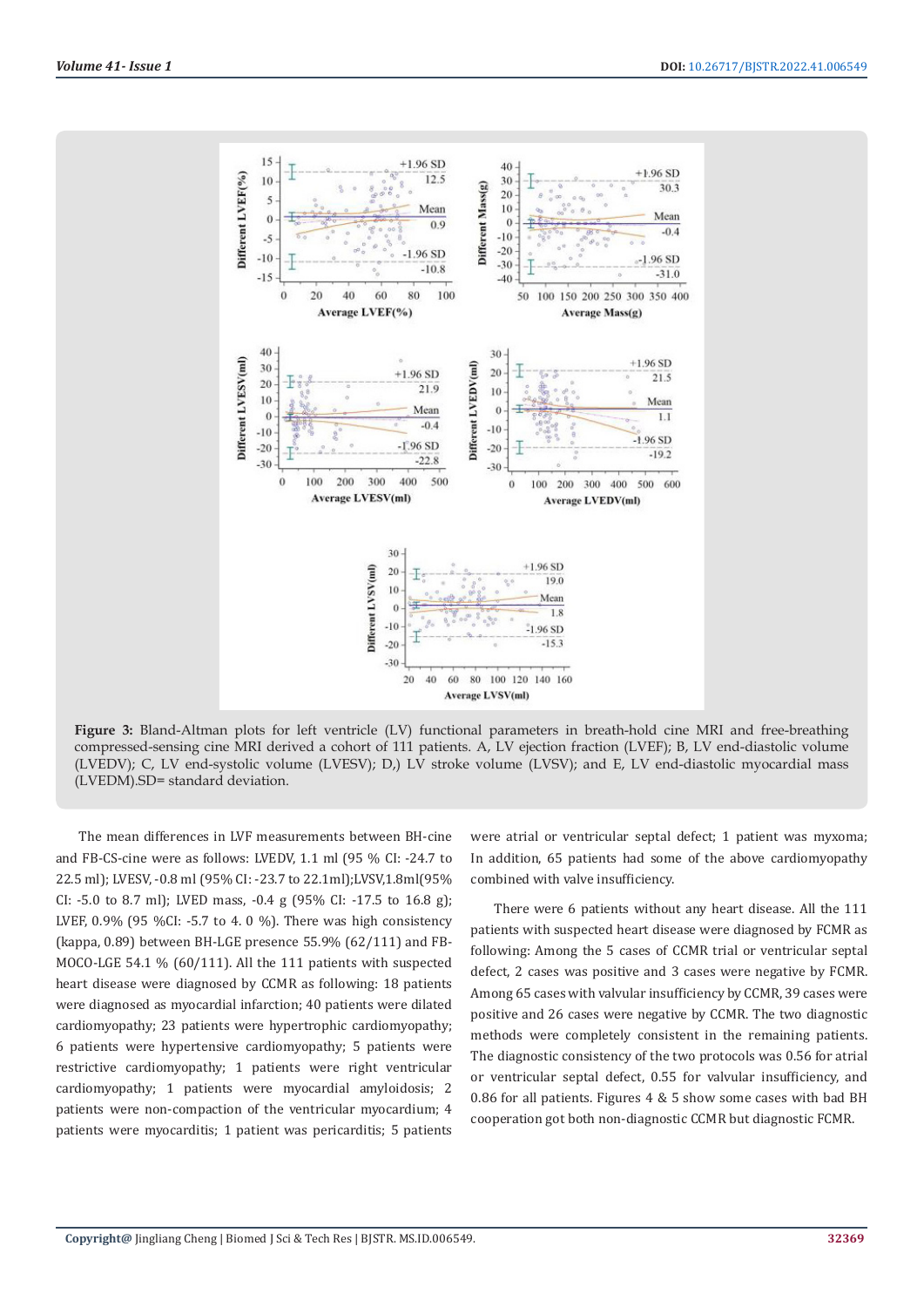**Figure 3:** Bland-Altman plots for left ventricle (LV) functional parameters in breath-hold cine MRI and free-breathing compressed-sensing cine MRI derived a cohort of 111 patients. A, LV ejection fraction (LVEF); B, LV end-diastolic volume (LVEDV); C, LV end-systolic volume (LVESV); D,) LV stroke volume (LVSV); and E, LV end-diastolic myocardial mass (LVEDM).SD= standard deviation.

The mean differences in LVF measurements between BH-cine and FB-CS-cine were as follows: LVEDV, 1.1 ml (95 % CI: -24.7 to 22.5 ml); LVESV, -0.8 ml (95% CI: -23.7 to 22.1ml);LVSV,1.8ml(95% CI: -5.0 to 8.7 ml); LVED mass, -0.4 g (95% CI: -17.5 to 16.8 g); LVEF, 0.9% (95 %CI: -5.7 to 4. 0 %). There was high consistency (kappa, 0.89) between BH-LGE presence 55.9% (62/111) and FB-MOCO-LGE 54.1 % (60/111). All the 111 patients with suspected heart disease were diagnosed by CCMR as following: 18 patients were diagnosed as myocardial infarction; 40 patients were dilated cardiomyopathy; 23 patients were hypertrophic cardiomyopathy; 6 patients were hypertensive cardiomyopathy; 5 patients were restrictive cardiomyopathy; 1 patients were right ventricular cardiomyopathy; 1 patients were myocardial amyloidosis; 2 patients were non-compaction of the ventricular myocardium; 4 patients were myocarditis; 1 patient was pericarditis; 5 patients were atrial or ventricular septal defect; 1 patient was myxoma; In addition, 65 patients had some of the above cardiomyopathy combined with valve insufficiency.

There were 6 patients without any heart disease. All the 111 patients with suspected heart disease were diagnosed by FCMR as following: Among the 5 cases of CCMR trial or ventricular septal defect, 2 cases was positive and 3 cases were negative by FCMR. Among 65 cases with valvular insufficiency by CCMR, 39 cases were positive and 26 cases were negative by CCMR. The two diagnostic methods were completely consistent in the remaining patients. The diagnostic consistency of the two protocols was 0.56 for atrial or ventricular septal defect, 0.55 for valvular insufficiency, and 0.86 for all patients. Figures 4 & 5 show some cases with bad BH cooperation got both non-diagnostic CCMR but diagnostic FCMR.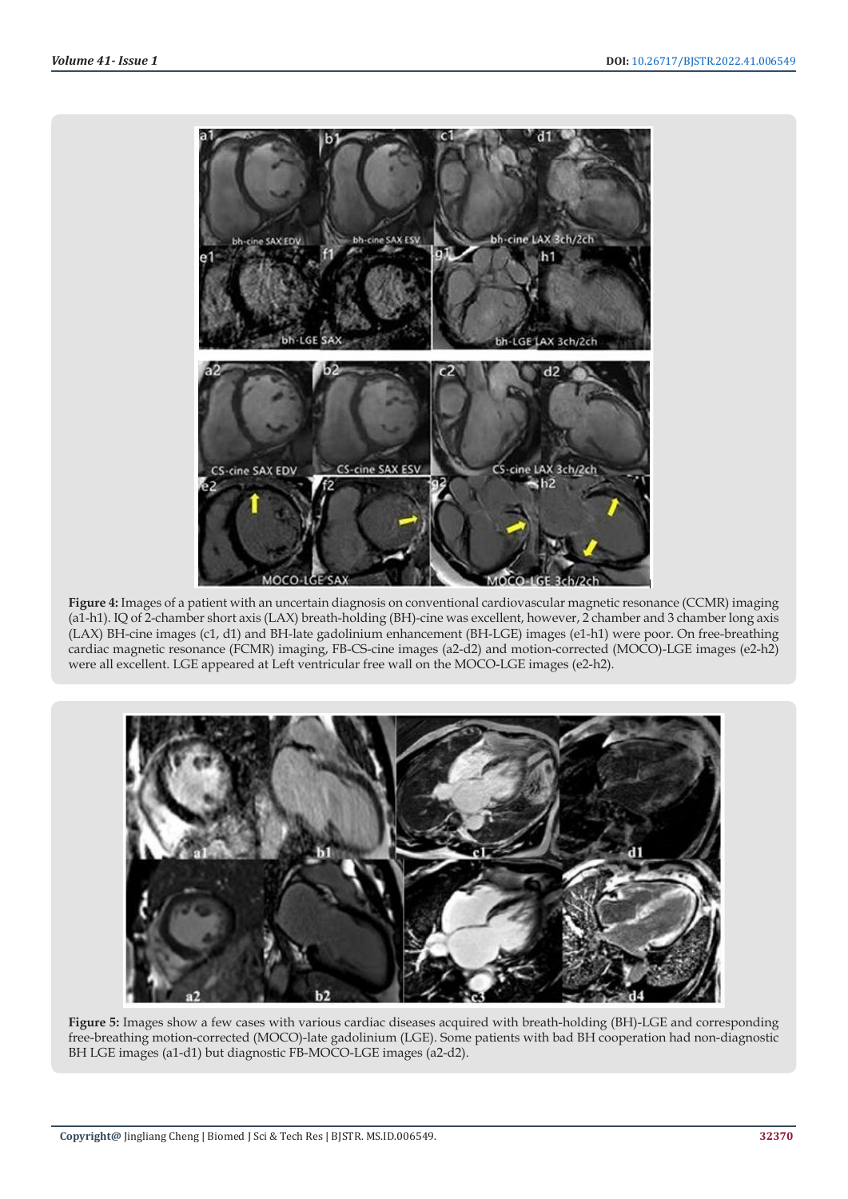**Figure 4:** Images of a patient with an uncertain diagnosis on conventional cardiovascular magnetic resonance (CCMR) imaging (a1-h1). IQ of 2-chamber short axis (LAX) breath-holding (BH)-cine was excellent, however, 2 chamber and 3 chamber long axis (LAX) BH-cine images (c1, d1) and BH-late gadolinium enhancement (BH-LGE) images (e1-h1) were poor. On free-breathing cardiac magnetic resonance (FCMR) imaging, FB-CS-cine images (a2-d2) and motion-corrected (MOCO)-LGE images (e2-h2) were all excellent. LGE appeared at Left ventricular free wall on the MOCO-LGE images (e2-h2).

**Figure 5:** Images show a few cases with various cardiac diseases acquired with breath-holding (BH)-LGE and corresponding free-breathing motion-corrected (MOCO)-late gadolinium (LGE). Some patients with bad BH cooperation had non-diagnostic BH LGE images (a1-d1) but diagnostic FB-MOCO-LGE images (a2-d2).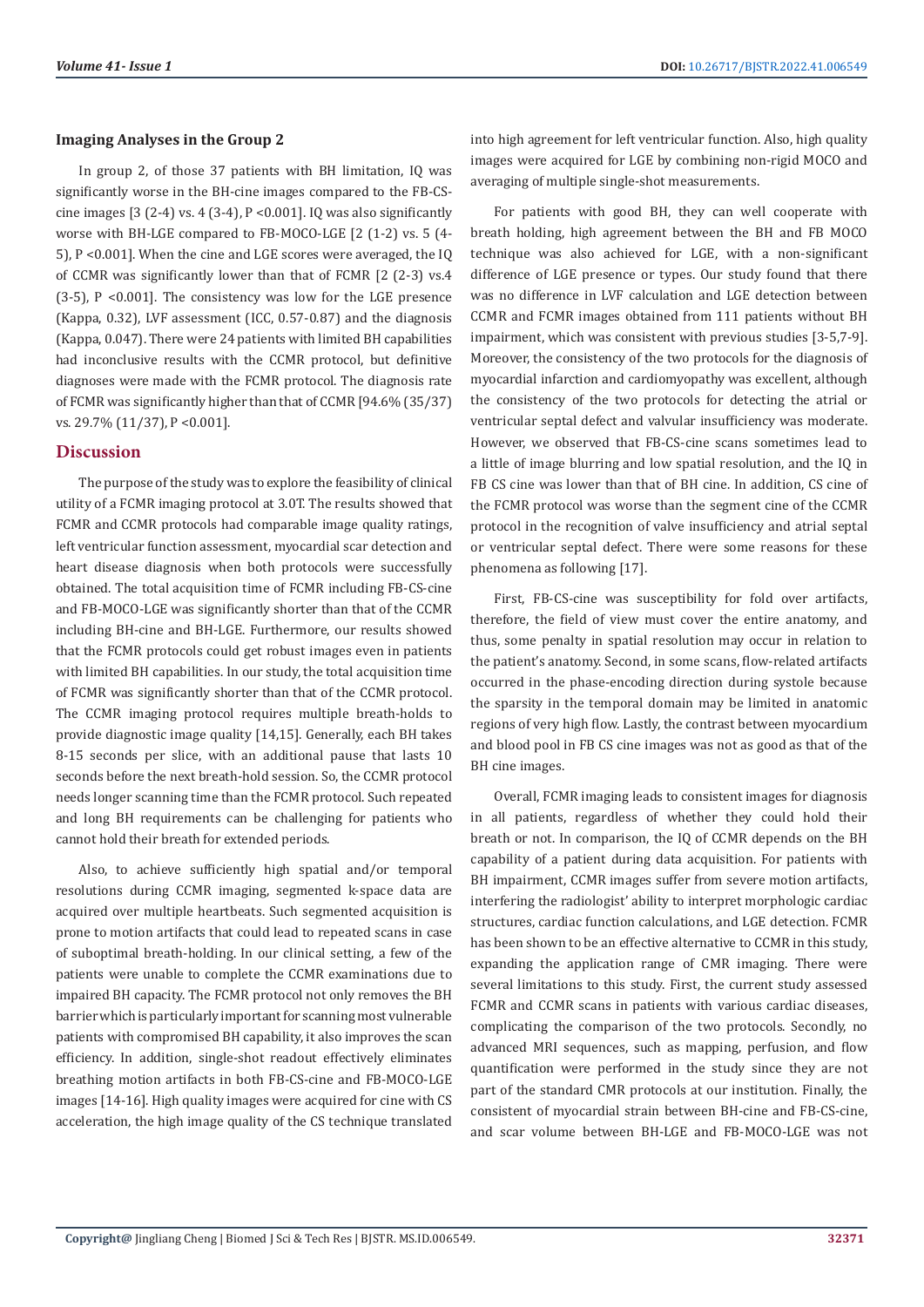### Imaging Analyses in the Group 2

In group 2, of those 37 patients with BH limitation, IQ was significantly worse in the BH-cine images compared to the FB-CS-cine images [3 (2-4) vs. 4 (3-4), P <0.001]. IQ was also significantly worse with BH-LGE compared to FB-MOCO-LGE [2 (1-2) vs. 5 (4-5), P <0.001]. When the cine and LGE scores were averaged, the IQ of CCMR was significantly lower than that of FCMR [2 (2-3) vs.4 (3-5), P <0.001]. The consistency was low for the LGE presence (Kappa, 0.32), LVF assessment (ICC, 0.57-0.87) and the diagnosis (Kappa, 0.047). There were 24 patients with limited BH capabilities had inconclusive results with the CCMR protocol, but definitive diagnoses were made with the FCMR protocol. The diagnosis rate of FCMR was significantly higher than that of CCMR [94.6% (35/37) vs. 29.7% (11/37), P <0.001].

## Discussion

The purpose of the study was to explore the feasibility of clinical utility of a FCMR imaging protocol at 3.0T. The results showed that FCMR and CCMR protocols had comparable image quality ratings, left ventricular function assessment, myocardial scar detection and heart disease diagnosis when both protocols were successfully obtained. The total acquisition time of FCMR including FB-CS-cine and FB-MOCO-LGE was significantly shorter than that of the CCMR including BH-cine and BH-LGE. Furthermore, our results showed that the FCMR protocols could get robust images even in patients with limited BH capabilities. In our study, the total acquisition time of FCMR was significantly shorter than that of the CCMR protocol. The CCMR imaging protocol requires multiple breath-holds to provide diagnostic image quality [14,15]. Generally, each BH takes 8-15 seconds per slice, with an additional pause that lasts 10 seconds before the next breath-hold session. So, the CCMR protocol needs longer scanning time than the FCMR protocol. Such repeated and long BH requirements can be challenging for patients who cannot hold their breath for extended periods.

Also, to achieve sufficiently high spatial and/or temporal resolutions during CCMR imaging, segmented k-space data are acquired over multiple heartbeats. Such segmented acquisition is prone to motion artifacts that could lead to repeated scans in case of suboptimal breath-holding. In our clinical setting, a few of the patients were unable to complete the CCMR examinations due to impaired BH capacity. The FCMR protocol not only removes the BH barrier which is particularly important for scanning most vulnerable patients with compromised BH capability, it also improves the scan efficiency. In addition, single-shot readout effectively eliminates breathing motion artifacts in both FB-CS-cine and FB-MOCO-LGE images [14-16]. High quality images were acquired for cine with CS acceleration, the high image quality of the CS technique translated into high agreement for left ventricular function. Also, high quality images were acquired for LGE by combining non-rigid MOCO and averaging of multiple single-shot measurements.

For patients with good BH, they can well cooperate with breath holding, high agreement between the BH and FB MOCO technique was also achieved for LGE, with a non-significant difference of LGE presence or types. Our study found that there was no difference in LVF calculation and LGE detection between CCMR and FCMR images obtained from 111 patients without BH impairment, which was consistent with previous studies [3-5,7-9]. Moreover, the consistency of the two protocols for the diagnosis of myocardial infarction and cardiomyopathy was excellent, although the consistency of the two protocols for detecting the atrial or ventricular septal defect and valvular insufficiency was moderate. However, we observed that FB-CS-cine scans sometimes lead to a little of image blurring and low spatial resolution, and the IQ in FB CS cine was lower than that of BH cine. In addition, CS cine of the FCMR protocol was worse than the segment cine of the CCMR protocol in the recognition of valve insufficiency and atrial septal or ventricular septal defect. There were some reasons for these phenomena as following [17].

First, FB-CS-cine was susceptibility for fold over artifacts, therefore, the field of view must cover the entire anatomy, and thus, some penalty in spatial resolution may occur in relation to the patient's anatomy. Second, in some scans, flow-related artifacts occurred in the phase-encoding direction during systole because the sparsity in the temporal domain may be limited in anatomic regions of very high flow. Lastly, the contrast between myocardium and blood pool in FB CS cine images was not as good as that of the BH cine images.

Overall, FCMR imaging leads to consistent images for diagnosis in all patients, regardless of whether they could hold their breath or not. In comparison, the IQ of CCMR depends on the BH capability of a patient during data acquisition. For patients with BH impairment, CCMR images suffer from severe motion artifacts, interfering the radiologist' ability to interpret morphologic cardiac structures, cardiac function calculations, and LGE detection. FCMR has been shown to be an effective alternative to CCMR in this study, expanding the application range of CMR imaging. There were several limitations to this study. First, the current study assessed FCMR and CCMR scans in patients with various cardiac diseases, complicating the comparison of the two protocols. Secondly, no advanced MRI sequences, such as mapping, perfusion, and flow quantification were performed in the study since they are not part of the standard CMR protocols at our institution. Finally, the consistent of myocardial strain between BH-cine and FB-CS-cine, and scar volume between BH-LGE and FB-MOCO-LGE was not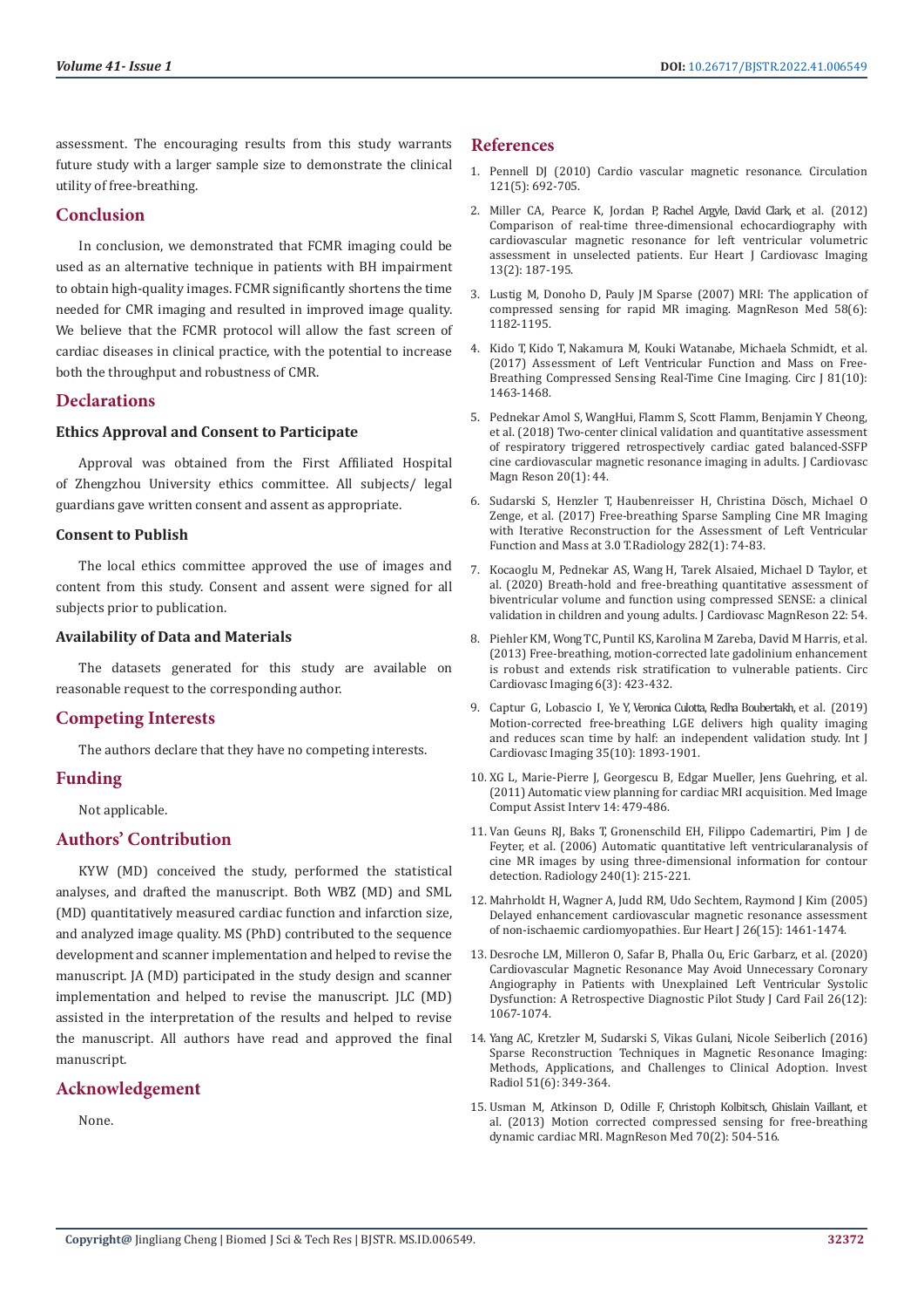assessment. The encouraging results from this study warrants future study with a larger sample size to demonstrate the clinical utility of free-breathing.

## Conclusion

In conclusion, we demonstrated that FCMR imaging could be used as an alternative technique in patients with BH impairment to obtain high-quality images. FCMR significantly shortens the time needed for CMR imaging and resulted in improved image quality. We believe that the FCMR protocol will allow the fast screen of cardiac diseases in clinical practice, with the potential to increase both the throughput and robustness of CMR.

## Declarations

### Ethics Approval and Consent to Participate

Approval was obtained from the First Affiliated Hospital of Zhengzhou University ethics committee. All subjects/ legal guardians gave written consent and assent as appropriate.

### Consent to Publish

The local ethics committee approved the use of images and content from this study. Consent and assent were signed for all subjects prior to publication.

### Availability of Data and Materials

The datasets generated for this study are available on reasonable request to the corresponding author.

## Competing Interests

The authors declare that they have no competing interests.

## Funding

Not applicable.

## Authors' Contribution

KYW (MD) conceived the study, performed the statistical analyses, and drafted the manuscript. Both WBZ (MD) and SML (MD) quantitatively measured cardiac function and infarction size, and analyzed image quality. MS (PhD) contributed to the sequence development and scanner implementation and helped to revise the manuscript. JA (MD) participated in the study design and scanner implementation and helped to revise the manuscript. JLC (MD) assisted in the interpretation of the results and helped to revise the manuscript. All authors have read and approved the final manuscript.

## Acknowledgement

None.

## References

1. Pennell DJ (2010) Cardio vascular magnetic resonance. Circulation 121(5): 692-705.
2. Miller CA, Pearce K, Jordan P, Rachel Argyle, David Clark, et al. (2012) Comparison of real-time three-dimensional echocardiography with cardiovascular magnetic resonance for left ventricular volumetric assessment in unselected patients. Eur Heart J Cardiovasc Imaging 13(2): 187-195.
3. Lustig M, Donoho D, Pauly JM Sparse (2007) MRI: The application of compressed sensing for rapid MR imaging. MagnReson Med 58(6): 1182-1195.
4. Kido T, Kido T, Nakamura M, Kouki Watanabe, Michaela Schmidt, et al. (2017) Assessment of Left Ventricular Function and Mass on Free-Breathing Compressed Sensing Real-Time Cine Imaging. Circ J 81(10): 1463-1468.
5. Pednekar Amol S, WangHui, Flamm S, Scott Flamm, Benjamin Y Cheong, et al. (2018) Two-center clinical validation and quantitative assessment of respiratory triggered retrospectively cardiac gated balanced-SSFP cine cardiovascular magnetic resonance imaging in adults. J Cardiovasc Magn Reson 20(1): 44.
6. Sudarski S, Henzler T, Haubenreisser H, Christina Dösch, Michael O Zenge, et al. (2017) Free-breathing Sparse Sampling Cine MR Imaging with Iterative Reconstruction for the Assessment of Left Ventricular Function and Mass at 3.0 T.Radiology 282(1): 74-83.
7. Kocaoglu M, Pednekar AS, Wang H, Tarek Alsaied, Michael D Taylor, et al. (2020) Breath-hold and free-breathing quantitative assessment of biventricular volume and function using compressed SENSE: a clinical validation in children and young adults. J Cardiovasc MagnReson 22: 54.
8. Piehler KM, Wong TC, Puntil KS, Karolina M Zareba, David M Harris, et al. (2013) Free-breathing, motion-corrected late gadolinium enhancement is robust and extends risk stratification to vulnerable patients. Circ Cardiovasc Imaging 6(3): 423-432.
9. Captur G, Lobascio I, Ye Y, Veronica Culotta, Redha Boubertakh, et al. (2019) Motion-corrected free-breathing LGE delivers high quality imaging and reduces scan time by half: an independent validation study. Int J Cardiovasc Imaging 35(10): 1893-1901.
10. XG L, Marie-Pierre J, Georgescu B, Edgar Mueller, Jens Guehring, et al. (2011) Automatic view planning for cardiac MRI acquisition. Med Image Comput Assist Interv 14: 479-486.
11. Van Geuns RJ, Baks T, Gronenschild EH, Filippo Cademartiri, Pim J de Feyter, et al. (2006) Automatic quantitative left ventricularanalysis of cine MR images by using three-dimensional information for contour detection. Radiology 240(1): 215-221.
12. Mahrholdt H, Wagner A, Judd RM, Udo Sechtem, Raymond J Kim (2005) Delayed enhancement cardiovascular magnetic resonance assessment of non-ischaemic cardiomyopathies. Eur Heart J 26(15): 1461-1474.
13. Desroche LM, Milleron O, Safar B, Phalla Ou, Eric Garbarz, et al. (2020) Cardiovascular Magnetic Resonance May Avoid Unnecessary Coronary Angiography in Patients with Unexplained Left Ventricular Systolic Dysfunction: A Retrospective Diagnostic Pilot Study J Card Fail 26(12): 1067-1074.
14. Yang AC, Kretzler M, Sudarski S, Vikas Gulani, Nicole Seiberlich (2016) Sparse Reconstruction Techniques in Magnetic Resonance Imaging: Methods, Applications, and Challenges to Clinical Adoption. Invest Radiol 51(6): 349-364.
15. Usman M, Atkinson D, Odille F, Christoph Kolbitsch, Ghislain Vaillant, et al. (2013) Motion corrected compressed sensing for free-breathing dynamic cardiac MRI. MagnReson Med 70(2): 504-516.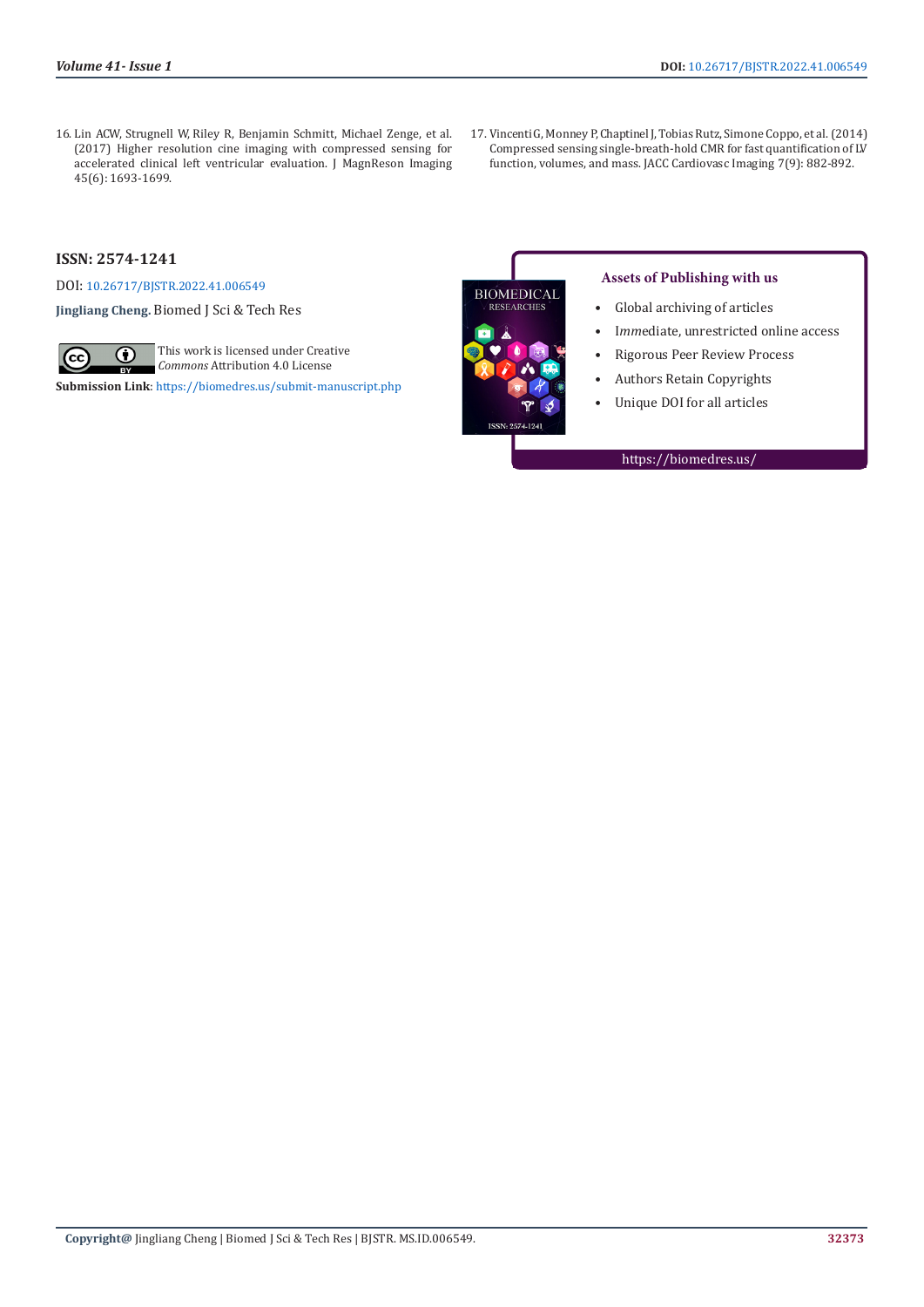16. Lin ACW, Strugnell W, Riley R, Benjamin Schmitt, Michael Zenge, et al. (2017) Higher resolution cine imaging with compressed sensing for accelerated clinical left ventricular evaluation. J MagnReson Imaging 45(6): 1693-1699.
17. Vincenti G, Monney P, Chaptinel J, Tobias Rutz, Simone Coppo, et al. (2014) Compressed sensing single-breath-hold CMR for fast quantification of LV function, volumes, and mass. JACC Cardiovasc Imaging 7(9): 882-892.

**ISSN: 2574-1241**

DOI: 10.26717/BJSTR.2022.41.006549

**Jingliang Cheng.** Biomed J Sci & Tech Res

This work is licensed under Creative *Commons* Attribution 4.0 License

**Submission Link**: https://biomedres.us/submit-manuscript.php

### Assets of Publishing with us

- Global archiving of articles
- Immediate, unrestricted online access
- Rigorous Peer Review Process
- Authors Retain Copyrights
- Unique DOI for all articles

https://biomedres.us/